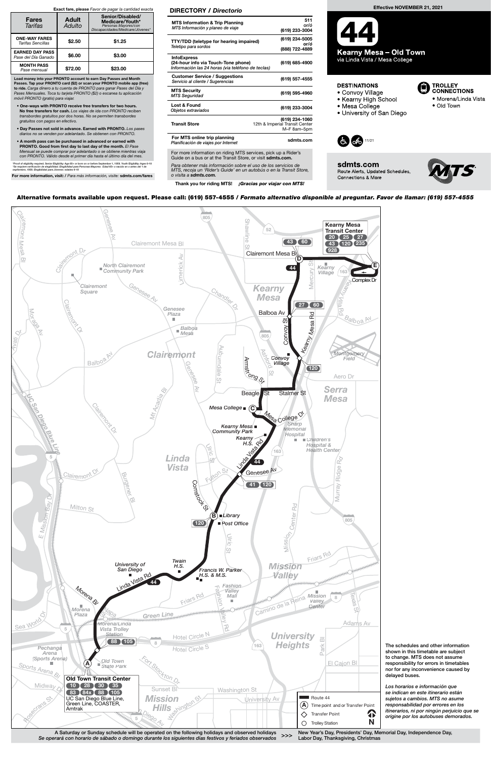**Exact fare, please** *Favor de pagar la cantidad exacta*

| Fares *Tarifas* | Adult *Adulto* | Senior/Disabled/ Medicare/Youth* *Personas Mayores/con Discapacidades/Medicare/Jóvenes** |
|---|---|---|
| **ONE-WAY FARES** *Tarifas Sencillas* | $2.50 | $1.25 |
| **EARNED DAY PASS** *Pase del Día Ganado* | $6.00 | $3.00 |
| **MONTH PASS** *Pase mensual* | $72.00 | $23.00 |

**Load money into your PRONTO account to earn Day Passes and Month Passes. Tap your PRONTO card ($2) or scan your PRONTO mobile app (free) to ride.** *Carga dinero a tu cuenta de PRONTO para ganar Pases del Día y Pases Mensuales. Toca tu tarjeta PRONTO ($2) o escanea tu aplicación móvil PRONTO (gratis) para viajar.*

- **One-ways with PRONTO receive free transfers for two hours. No free transfers for cash.** *Los viajes de ida con PRONTO reciben transbordes gratuitos por dos horas. No se permiten transbordes gratuitos con pagos en efectivo.*
- **Day Passes not sold in advance. Earned with PRONTO.** *Los pases diarios no se venden por adelantado. Se obtienen con PRONTO.*
- **A month pass can be purchased in advance or earned with PRONTO. Good from first day to last day of the month.** *El Pase Mensual se puede comprar por adelantado o se obtiene mientras viaja con PRONTO. Válido desde el primer día hasta el último día del mes.*

*Proof of eligibility required. Senior Eligibility: Age 65+ or born on or before September 1, 1959. Youth Eligibility: Ages 6-18
*Se requiere verificación de elegibilidad. Elegibilidad para Personas Mayores: Edad 65+ o nacido en o antes del 1 de septiembre, 1959. Elegibilidad para Jóvenes: edades 6-18

**For more information, visit:** / *Para más información, visite:* **sdmts.com/fares**

## DIRECTORY / *Directorio*

| | |
|---|---|
| **MTS Information & Trip Planning** *MTS Información y planeo de viaje* | 511 or/ó (619) 233-3004 |
| **TTY/TDD (teletype for hearing impaired)** *Teletipo para sordos* | (619) 234-5005 or/ó (888) 722-4889 |
| **InfoExpress (24-hour info via Touch-Tone phone)** *Información las 24 horas (via teléfono de teclas)* | (619) 685-4900 |
| **Customer Service / Suggestions** *Servicio al cliente / Sugerencias* | (619) 557-4555 |
| **MTS Security** *MTS Seguridad* | (619) 595-4960 |
| **Lost & Found** *Objetos extraviados* | (619) 233-3004 |
| **Transit Store** | (619) 234-1060 12th & Imperial Transit Center M–F 8am–5pm |
| **For MTS online trip planning** *Planificación de viajes por Internet* | sdmts.com |

For more information on riding MTS services, pick up a Rider's Guide on a bus or at the Transit Store, or visit **sdmts.com.**

*Para obtener más información sobre el uso de los servicios de MTS, recoja un 'Rider's Guide' en un autobús o en la Transit Store, o visita a* **sdmts.com.**

**Thank you for riding MTS!** ***¡Gracias por viajar con MTS!***

**Effective NOVEMBER 21, 2021**

# 44

## Kearny Mesa – Old Town
via Linda Vista / Mesa College

**DESTINATIONS**
- Convoy Village
- Kearny High School
- Mesa College
- University of San Diego

**TROLLEY CONNECTIONS**
- Morena/Linda Vista
- Old Town

11/21

**sdmts.com**
Route Alerts, Updated Schedules, Connections & More

**Alternative formats available upon request. Please call: (619) 557-4555 / *Formato alternativo disponible al preguntar. Favor de llamar: (619) 557-4555***

**Kearny Mesa Transit Center**: 20, 25, 27, 43, 120, 235, 928

**Old Town Transit Center**: 10, 28, 30, 35, 83, 84x, 88, 105 — UC San Diego Blue Line, Green Line, COASTER, Amtrak

Legend: Route 44 · (A) Time point and or Transfer Point · Transfer Point · Trolley Station

The schedules and other information shown in this timetable are subject to change. MTS does not assume responsibility for errors in timetables nor for any inconvenience caused by delayed buses.

*Los horarios e información que se indican en este itinerario están sujetos a cambios. MTS no asume responsabilidad por errores en los itinerarios, ni por ningún perjuicio que se origine por los autobuses demorados.*

A Saturday or Sunday schedule will be operated on the following holidays and observed holidays >>> New Year's Day, Presidents' Day, Memorial Day, Independence Day, Labor Day, Thanksgiving, Christmas

*Se operará con horario de sábado o domingo durante los siguientes días festivos y feriados observados*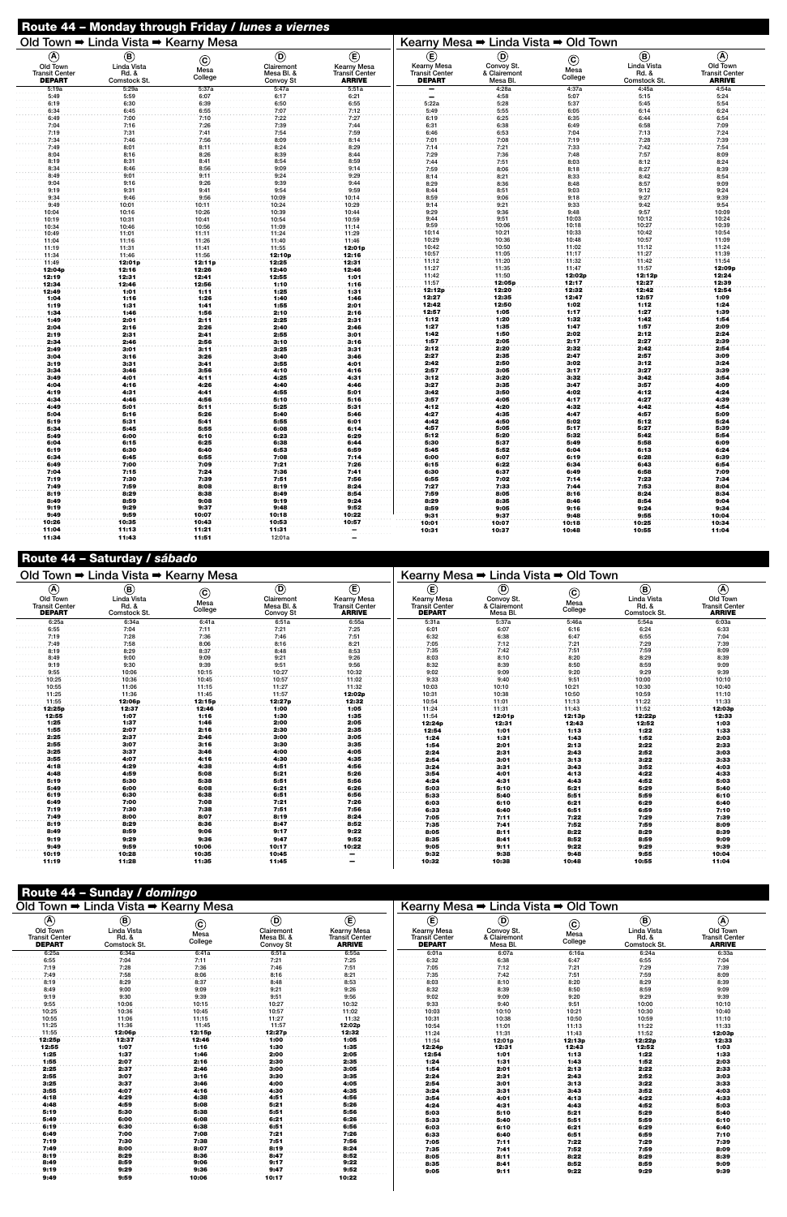## Route 44 – Monday through Friday / *lunes a viernes*

### Old Town ➡ Linda Vista ➡ Kearny Mesa

| (A) Old Town Transit Center DEPART | (B) Linda Vista Rd. & Comstock St. | (C) Mesa College | (D) Clairemont Mesa Bl. & Convoy St | (E) Kearny Mesa Transit Center ARRIVE |
|---|---|---|---|---|
| 5:19a | 5:29a | 5:37a | 5:47a | 5:51a |
| 5:49 | 5:59 | 6:07 | 6:17 | 6:21 |
| 6:19 | 6:30 | 6:39 | 6:50 | 6:55 |
| 6:34 | 6:45 | 6:55 | 7:07 | 7:12 |
| 6:49 | 7:00 | 7:10 | 7:22 | 7:27 |
| 7:04 | 7:16 | 7:26 | 7:39 | 7:44 |
| 7:19 | 7:31 | 7:41 | 7:54 | 7:59 |
| 7:34 | 7:46 | 7:56 | 8:09 | 8:14 |
| 7:49 | 8:01 | 8:11 | 8:24 | 8:29 |
| 8:04 | 8:16 | 8:26 | 8:39 | 8:44 |
| 8:19 | 8:31 | 8:41 | 8:54 | 8:59 |
| 8:34 | 8:46 | 8:56 | 9:09 | 9:14 |
| 8:49 | 9:01 | 9:11 | 9:24 | 9:29 |
| 9:04 | 9:16 | 9:26 | 9:39 | 9:44 |
| 9:19 | 9:31 | 9:41 | 9:54 | 9:59 |
| 9:34 | 9:46 | 9:56 | 10:09 | 10:14 |
| 9:49 | 10:01 | 10:11 | 10:24 | 10:29 |
| 10:04 | 10:16 | 10:26 | 10:39 | 10:44 |
| 10:19 | 10:31 | 10:41 | 10:54 | 10:59 |
| 10:34 | 10:46 | 10:56 | 11:09 | 11:14 |
| 10:49 | 11:01 | 11:11 | 11:24 | 11:29 |
| 11:04 | 11:16 | 11:26 | 11:40 | 11:46 |
| 11:19 | 11:31 | 11:41 | 11:55 | **12:01p** |
| 11:34 | 11:46 | 11:56 | **12:10p** | **12:16** |
| 11:49 | **12:01p** | **12:11p** | **12:25** | **12:31** |
| **12:04p** | **12:16** | **12:26** | **12:40** | **12:46** |
| **12:19** | **12:31** | **12:41** | **12:55** | **1:01** |
| **12:34** | **12:46** | **12:56** | **1:10** | **1:16** |
| **12:49** | **1:01** | **1:11** | **1:25** | **1:31** |
| **1:04** | **1:16** | **1:26** | **1:40** | **1:46** |
| **1:19** | **1:31** | **1:41** | **1:55** | **2:01** |
| **1:34** | **1:46** | **1:56** | **2:10** | **2:16** |
| **1:49** | **2:01** | **2:11** | **2:25** | **2:31** |
| **2:04** | **2:16** | **2:26** | **2:40** | **2:46** |
| **2:19** | **2:31** | **2:41** | **2:55** | **3:01** |
| **2:34** | **2:46** | **2:56** | **3:10** | **3:16** |
| **2:49** | **3:01** | **3:11** | **3:25** | **3:31** |
| **3:04** | **3:16** | **3:26** | **3:40** | **3:46** |
| **3:19** | **3:31** | **3:41** | **3:55** | **4:01** |
| **3:34** | **3:46** | **3:56** | **4:10** | **4:16** |
| **3:49** | **4:01** | **4:11** | **4:25** | **4:31** |
| **4:04** | **4:16** | **4:26** | **4:40** | **4:46** |
| **4:19** | **4:31** | **4:41** | **4:55** | **5:01** |
| **4:34** | **4:46** | **4:56** | **5:10** | **5:16** |
| **4:49** | **5:01** | **5:11** | **5:25** | **5:31** |
| **5:04** | **5:16** | **5:26** | **5:40** | **5:46** |
| **5:19** | **5:31** | **5:41** | **5:55** | **6:01** |
| **5:34** | **5:45** | **5:55** | **6:08** | **6:14** |
| **5:49** | **6:00** | **6:10** | **6:23** | **6:29** |
| **6:04** | **6:15** | **6:25** | **6:38** | **6:44** |
| **6:19** | **6:30** | **6:40** | **6:53** | **6:59** |
| **6:34** | **6:45** | **6:55** | **7:08** | **7:14** |
| **6:49** | **7:00** | **7:09** | **7:21** | **7:26** |
| **7:04** | **7:15** | **7:24** | **7:36** | **7:41** |
| **7:19** | **7:30** | **7:39** | **7:51** | **7:56** |
| **7:49** | **7:59** | **8:08** | **8:19** | **8:24** |
| **8:19** | **8:29** | **8:38** | **8:49** | **8:54** |
| **8:49** | **8:59** | **9:08** | **9:19** | **9:24** |
| **9:19** | **9:29** | **9:37** | **9:48** | **9:52** |
| **9:49** | **9:59** | **10:07** | **10:18** | **10:22** |
| **10:26** | **10:35** | **10:43** | **10:53** | **10:57** |
| **11:04** | **11:13** | **11:21** | **11:31** | **–** |
| **11:34** | **11:43** | **11:51** | 12:01a | **–** |

### Kearny Mesa ➡ Linda Vista ➡ Old Town

| (E) Kearny Mesa Transit Center DEPART | (D) Convoy St. & Clairemont Mesa Bl. | (C) Mesa College | (B) Linda Vista Rd. & Comstock St. | (A) Old Town Transit Center ARRIVE |
|---|---|---|---|---|
| – | 4:28a | 4:37a | 4:45a | 4:54a |
| – | 4:58 | 5:07 | 5:15 | 5:24 |
| 5:22a | 5:28 | 5:37 | 5:45 | 5:54 |
| 5:49 | 5:55 | 6:05 | 6:14 | 6:24 |
| 6:19 | 6:25 | 6:35 | 6:44 | 6:54 |
| 6:31 | 6:38 | 6:49 | 6:58 | 7:09 |
| 6:46 | 6:53 | 7:04 | 7:13 | 7:24 |
| 7:01 | 7:08 | 7:19 | 7:28 | 7:39 |
| 7:14 | 7:21 | 7:33 | 7:42 | 7:54 |
| 7:29 | 7:36 | 7:48 | 7:57 | 8:09 |
| 7:44 | 7:51 | 8:03 | 8:12 | 8:24 |
| 7:59 | 8:06 | 8:18 | 8:27 | 8:39 |
| 8:14 | 8:21 | 8:33 | 8:42 | 8:54 |
| 8:29 | 8:36 | 8:48 | 8:57 | 9:09 |
| 8:44 | 8:51 | 9:03 | 9:12 | 9:24 |
| 8:59 | 9:06 | 9:18 | 9:27 | 9:39 |
| 9:14 | 9:21 | 9:33 | 9:42 | 9:54 |
| 9:29 | 9:36 | 9:48 | 9:57 | 10:09 |
| 9:44 | 9:51 | 10:03 | 10:12 | 10:24 |
| 9:59 | 10:06 | 10:18 | 10:27 | 10:39 |
| 10:14 | 10:21 | 10:33 | 10:42 | 10:54 |
| 10:29 | 10:36 | 10:48 | 10:57 | 11:09 |
| 10:42 | 10:50 | 11:02 | 11:12 | 11:24 |
| 10:57 | 11:05 | 11:17 | 11:27 | 11:39 |
| 11:12 | 11:20 | 11:32 | 11:42 | 11:54 |
| 11:27 | 11:35 | 11:47 | 11:57 | **12:09p** |
| 11:42 | 11:50 | **12:02p** | **12:12p** | **12:24** |
| 11:57 | **12:05p** | **12:17** | **12:27** | **12:39** |
| **12:12p** | **12:20** | **12:32** | **12:42** | **12:54** |
| **12:27** | **12:35** | **12:47** | **12:57** | **1:09** |
| **12:42** | **12:50** | **1:02** | **1:12** | **1:24** |
| **12:57** | **1:05** | **1:17** | **1:27** | **1:39** |
| **1:12** | **1:20** | **1:32** | **1:42** | **1:54** |
| **1:27** | **1:35** | **1:47** | **1:57** | **2:09** |
| **1:42** | **1:50** | **2:02** | **2:12** | **2:24** |
| **1:57** | **2:05** | **2:17** | **2:27** | **2:39** |
| **2:12** | **2:20** | **2:32** | **2:42** | **2:54** |
| **2:27** | **2:35** | **2:47** | **2:57** | **3:09** |
| **2:42** | **2:50** | **3:02** | **3:12** | **3:24** |
| **2:57** | **3:05** | **3:17** | **3:27** | **3:39** |
| **3:12** | **3:20** | **3:32** | **3:42** | **3:54** |
| **3:27** | **3:35** | **3:47** | **3:57** | **4:09** |
| **3:42** | **3:50** | **4:02** | **4:12** | **4:24** |
| **3:57** | **4:05** | **4:17** | **4:27** | **4:39** |
| **4:12** | **4:20** | **4:32** | **4:42** | **4:54** |
| **4:27** | **4:35** | **4:47** | **4:57** | **5:09** |
| **4:42** | **4:50** | **5:02** | **5:12** | **5:24** |
| **4:57** | **5:05** | **5:17** | **5:27** | **5:39** |
| **5:12** | **5:20** | **5:32** | **5:42** | **5:54** |
| **5:30** | **5:37** | **5:49** | **5:58** | **6:09** |
| **5:45** | **5:52** | **6:04** | **6:13** | **6:24** |
| **6:00** | **6:07** | **6:19** | **6:28** | **6:39** |
| **6:15** | **6:22** | **6:34** | **6:43** | **6:54** |
| **6:30** | **6:37** | **6:49** | **6:58** | **7:09** |
| **6:55** | **7:02** | **7:14** | **7:23** | **7:34** |
| **7:27** | **7:33** | **7:44** | **7:53** | **8:04** |
| **7:59** | **8:05** | **8:16** | **8:24** | **8:34** |
| **8:29** | **8:35** | **8:46** | **8:54** | **9:04** |
| **8:59** | **9:05** | **9:16** | **9:24** | **9:34** |
| **9:31** | **9:37** | **9:48** | **9:55** | **10:04** |
| **10:01** | **10:07** | **10:18** | **10:25** | **10:34** |
| **10:31** | **10:37** | **10:48** | **10:55** | **11:04** |

## Route 44 – Saturday / *sábado*

### Old Town ➡ Linda Vista ➡ Kearny Mesa

| (A) Old Town Transit Center DEPART | (B) Linda Vista Rd. & Comstock St. | (C) Mesa College | (D) Clairemont Mesa Bl. & Convoy St | (E) Kearny Mesa Transit Center ARRIVE |
|---|---|---|---|---|
| 6:25a | 6:34a | 6:41a | 6:51a | 6:55a |
| 6:55 | 7:04 | 7:11 | 7:21 | 7:25 |
| 7:19 | 7:28 | 7:36 | 7:46 | 7:51 |
| 7:49 | 7:58 | 8:06 | 8:16 | 8:21 |
| 8:19 | 8:29 | 8:37 | 8:48 | 8:53 |
| 8:49 | 9:00 | 9:09 | 9:21 | 9:26 |
| 9:19 | 9:30 | 9:39 | 9:51 | 9:56 |
| 9:55 | 10:06 | 10:15 | 10:27 | 10:32 |
| 10:25 | 10:36 | 10:45 | 10:57 | 11:02 |
| 10:55 | 11:06 | 11:15 | 11:27 | 11:32 |
| 11:25 | 11:36 | 11:45 | 11:57 | **12:02p** |
| 11:55 | **12:06p** | **12:15p** | **12:27p** | **12:32** |
| **12:25p** | **12:37** | **12:46** | **1:00** | **1:05** |
| **12:55** | **1:07** | **1:16** | **1:30** | **1:35** |
| **1:25** | **1:37** | **1:46** | **2:00** | **2:05** |
| **1:55** | **2:07** | **2:16** | **2:30** | **2:35** |
| **2:25** | **2:37** | **2:46** | **3:00** | **3:05** |
| **2:55** | **3:07** | **3:16** | **3:30** | **3:35** |
| **3:25** | **3:37** | **3:46** | **4:00** | **4:05** |
| **3:55** | **4:07** | **4:16** | **4:30** | **4:35** |
| **4:18** | **4:29** | **4:38** | **4:51** | **4:56** |
| **4:48** | **4:59** | **5:08** | **5:21** | **5:26** |
| **5:19** | **5:30** | **5:38** | **5:51** | **5:56** |
| **5:49** | **6:00** | **6:08** | **6:21** | **6:26** |
| **6:19** | **6:30** | **6:38** | **6:51** | **6:56** |
| **6:49** | **7:00** | **7:08** | **7:21** | **7:26** |
| **7:19** | **7:30** | **7:38** | **7:51** | **7:56** |
| **7:49** | **8:00** | **8:07** | **8:19** | **8:24** |
| **8:19** | **8:29** | **8:36** | **8:47** | **8:52** |
| **8:49** | **8:59** | **9:06** | **9:17** | **9:22** |
| **9:19** | **9:29** | **9:36** | **9:47** | **9:52** |
| **9:49** | **9:59** | **10:06** | **10:17** | **10:22** |
| **10:19** | **10:28** | **10:35** | **10:45** | **–** |
| **11:19** | **11:28** | **11:35** | **11:45** | **–** |

### Kearny Mesa ➡ Linda Vista ➡ Old Town

| (E) Kearny Mesa Transit Center DEPART | (D) Convoy St. & Clairemont Mesa Bl. | (C) Mesa College | (B) Linda Vista Rd. & Comstock St. | (A) Old Town Transit Center ARRIVE |
|---|---|---|---|---|
| 5:31a | 5:37a | 5:46a | 5:54a | 6:03a |
| 6:01 | 6:07 | 6:16 | 6:24 | 6:33 |
| 6:32 | 6:38 | 6:47 | 6:55 | 7:04 |
| 7:05 | 7:12 | 7:21 | 7:29 | 7:39 |
| 7:35 | 7:42 | 7:51 | 7:59 | 8:09 |
| 8:03 | 8:10 | 8:20 | 8:29 | 8:39 |
| 8:32 | 8:39 | 8:50 | 8:59 | 9:09 |
| 9:02 | 9:09 | 9:20 | 9:29 | 9:39 |
| 9:33 | 9:40 | 9:51 | 10:00 | 10:10 |
| 10:03 | 10:10 | 10:21 | 10:30 | 10:40 |
| 10:31 | 10:38 | 10:50 | 10:59 | 11:10 |
| 10:54 | 11:01 | 11:13 | 11:22 | 11:33 |
| 11:24 | 11:31 | 11:43 | 11:52 | **12:03p** |
| 11:54 | **12:01p** | **12:13p** | **12:22p** | **12:33** |
| **12:24p** | **12:31** | **12:43** | **12:52** | **1:03** |
| **12:54** | **1:01** | **1:13** | **1:22** | **1:33** |
| **1:24** | **1:31** | **1:43** | **1:52** | **2:03** |
| **1:54** | **2:01** | **2:13** | **2:22** | **2:33** |
| **2:24** | **2:31** | **2:43** | **2:52** | **3:03** |
| **2:54** | **3:01** | **3:13** | **3:22** | **3:33** |
| **3:24** | **3:31** | **3:43** | **3:52** | **4:03** |
| **3:54** | **4:01** | **4:13** | **4:22** | **4:33** |
| **4:24** | **4:31** | **4:43** | **4:52** | **5:03** |
| **5:03** | **5:10** | **5:21** | **5:29** | **5:40** |
| **5:33** | **5:40** | **5:51** | **5:59** | **6:10** |
| **6:03** | **6:10** | **6:21** | **6:29** | **6:40** |
| **6:33** | **6:40** | **6:51** | **6:59** | **7:10** |
| **7:05** | **7:11** | **7:22** | **7:29** | **7:39** |
| **7:35** | **7:41** | **7:52** | **7:59** | **8:09** |
| **8:05** | **8:11** | **8:22** | **8:29** | **8:39** |
| **8:35** | **8:41** | **8:52** | **8:59** | **9:09** |
| **9:05** | **9:11** | **9:22** | **9:29** | **9:39** |
| **9:32** | **9:38** | **9:48** | **9:55** | **10:04** |
| **10:32** | **10:38** | **10:48** | **10:55** | **11:04** |

## Route 44 – Sunday / *domingo*

### Old Town ➡ Linda Vista ➡ Kearny Mesa

| (A) Old Town Transit Center DEPART | (B) Linda Vista Rd. & Comstock St. | (C) Mesa College | (D) Clairemont Mesa Bl. & Convoy St | (E) Kearny Mesa Transit Center ARRIVE |
|---|---|---|---|---|
| 6:25a | 6:34a | 6:41a | 6:51a | 6:55a |
| 6:55 | 7:04 | 7:11 | 7:21 | 7:25 |
| 7:19 | 7:28 | 7:36 | 7:46 | 7:51 |
| 7:49 | 7:58 | 8:06 | 8:16 | 8:21 |
| 8:19 | 8:29 | 8:37 | 8:48 | 8:53 |
| 8:49 | 9:00 | 9:09 | 9:21 | 9:26 |
| 9:19 | 9:30 | 9:39 | 9:51 | 9:56 |
| 9:55 | 10:06 | 10:15 | 10:27 | 10:32 |
| 10:25 | 10:36 | 10:45 | 10:57 | 11:02 |
| 10:55 | 11:06 | 11:15 | 11:27 | 11:32 |
| 11:25 | 11:36 | 11:45 | 11:57 | **12:02p** |
| 11:55 | **12:06p** | **12:15p** | **12:27p** | **12:32** |
| **12:25p** | **12:37** | **12:46** | **1:00** | **1:05** |
| **12:55** | **1:07** | **1:16** | **1:30** | **1:35** |
| **1:25** | **1:37** | **1:46** | **2:00** | **2:05** |
| **1:55** | **2:07** | **2:16** | **2:30** | **2:35** |
| **2:25** | **2:37** | **2:46** | **3:00** | **3:05** |
| **2:55** | **3:07** | **3:16** | **3:30** | **3:35** |
| **3:25** | **3:37** | **3:46** | **4:00** | **4:05** |
| **3:55** | **4:07** | **4:16** | **4:30** | **4:35** |
| **4:18** | **4:29** | **4:38** | **4:51** | **4:56** |
| **4:48** | **4:59** | **5:08** | **5:21** | **5:26** |
| **5:19** | **5:30** | **5:38** | **5:51** | **5:56** |
| **5:49** | **6:00** | **6:08** | **6:21** | **6:26** |
| **6:19** | **6:30** | **6:38** | **6:51** | **6:56** |
| **6:49** | **7:00** | **7:08** | **7:21** | **7:26** |
| **7:19** | **7:30** | **7:38** | **7:51** | **7:56** |
| **7:49** | **8:00** | **8:07** | **8:19** | **8:24** |
| **8:19** | **8:29** | **8:36** | **8:47** | **8:52** |
| **8:49** | **8:59** | **9:06** | **9:17** | **9:22** |
| **9:19** | **9:29** | **9:36** | **9:47** | **9:52** |
| **9:49** | **9:59** | **10:06** | **10:17** | **10:22** |

### Kearny Mesa ➡ Linda Vista ➡ Old Town

| (E) Kearny Mesa Transit Center DEPART | (D) Convoy St. & Clairemont Mesa Bl. | (C) Mesa College | (B) Linda Vista Rd. & Comstock St. | (A) Old Town Transit Center ARRIVE |
|---|---|---|---|---|
| 6:01a | 6:07a | 6:16a | 6:24a | 6:33a |
| 6:32 | 6:38 | 6:47 | 6:55 | 7:04 |
| 7:05 | 7:12 | 7:21 | 7:29 | 7:39 |
| 7:35 | 7:42 | 7:51 | 7:59 | 8:09 |
| 8:03 | 8:10 | 8:20 | 8:29 | 8:39 |
| 8:32 | 8:39 | 8:50 | 8:59 | 9:09 |
| 9:02 | 9:09 | 9:20 | 9:29 | 9:39 |
| 9:33 | 9:40 | 9:51 | 10:00 | 10:10 |
| 10:03 | 10:10 | 10:21 | 10:30 | 10:40 |
| 10:31 | 10:38 | 10:50 | 10:59 | 11:10 |
| 10:54 | 11:01 | 11:13 | 11:22 | 11:33 |
| 11:24 | 11:31 | 11:43 | 11:52 | **12:03p** |
| 11:54 | **12:01p** | **12:13p** | **12:22p** | **12:33** |
| **12:24p** | **12:31** | **12:43** | **12:52** | **1:03** |
| **12:54** | **1:01** | **1:13** | **1:22** | **1:33** |
| **1:24** | **1:31** | **1:43** | **1:52** | **2:03** |
| **1:54** | **2:01** | **2:13** | **2:22** | **2:33** |
| **2:24** | **2:31** | **2:43** | **2:52** | **3:03** |
| **2:54** | **3:01** | **3:13** | **3:22** | **3:33** |
| **3:24** | **3:31** | **3:43** | **3:52** | **4:03** |
| **3:54** | **4:01** | **4:13** | **4:22** | **4:33** |
| **4:24** | **4:31** | **4:43** | **4:52** | **5:03** |
| **5:03** | **5:10** | **5:21** | **5:29** | **5:40** |
| **5:33** | **5:40** | **5:51** | **5:59** | **6:10** |
| **6:03** | **6:10** | **6:21** | **6:29** | **6:40** |
| **6:33** | **6:40** | **6:51** | **6:59** | **7:10** |
| **7:05** | **7:11** | **7:22** | **7:29** | **7:39** |
| **7:35** | **7:41** | **7:52** | **7:59** | **8:09** |
| **8:05** | **8:11** | **8:22** | **8:29** | **8:39** |
| **8:35** | **8:41** | **8:52** | **8:59** | **9:09** |
| **9:05** | **9:11** | **9:22** | **9:29** | **9:39** |